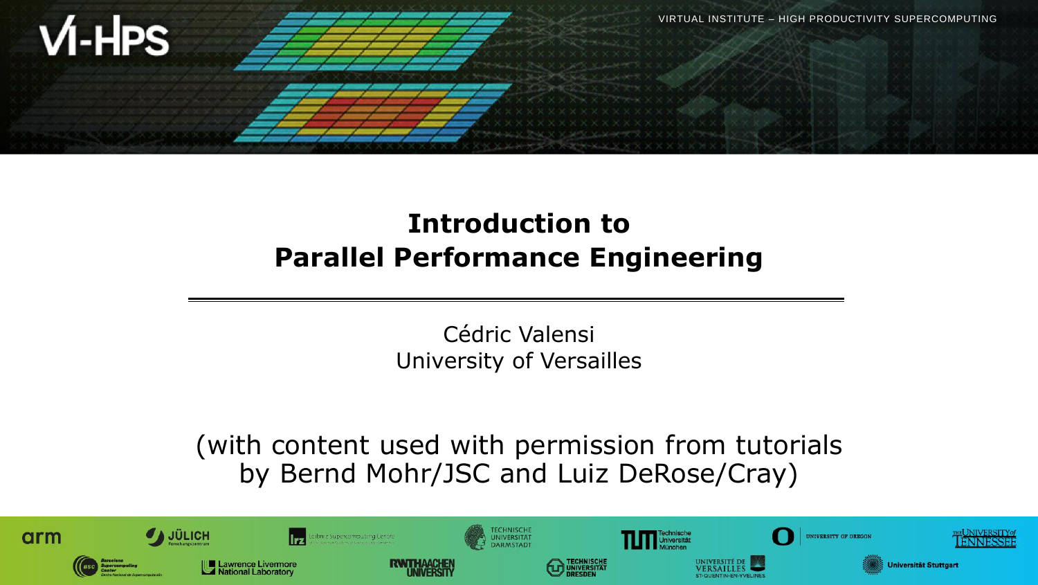# Introduction to Parallel Performance Engineering

Cédric Valensi
University of Versailles

(with content used with permission from tutorials by Bernd Mohr/JSC and Luiz DeRose/Cray)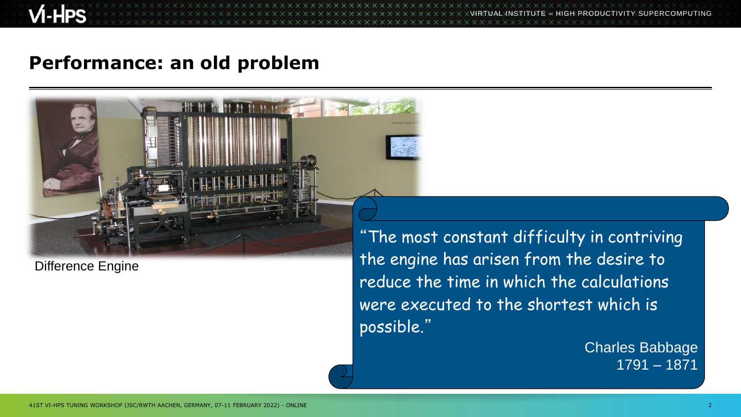## Performance: an old problem

Difference Engine

> "The most constant difficulty in contriving the engine has arisen from the desire to reduce the time in which the calculations were executed to the shortest which is possible."
>
> Charles Babbage
> 1791 – 1871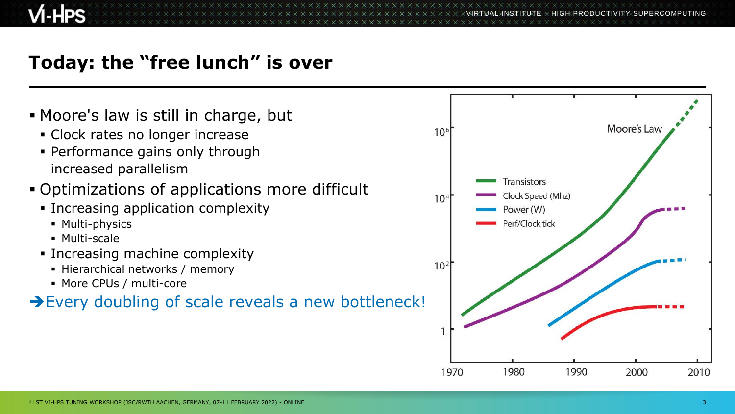# Today: the “free lunch” is over

- Moore's law is still in charge, but
  - Clock rates no longer increase
  - Performance gains only through increased parallelism
- Optimizations of applications more difficult
  - Increasing application complexity
    - Multi-physics
    - Multi-scale
  - Increasing machine complexity
    - Hierarchical networks / memory
    - More CPUs / multi-core

➔ Every doubling of scale reveals a new bottleneck!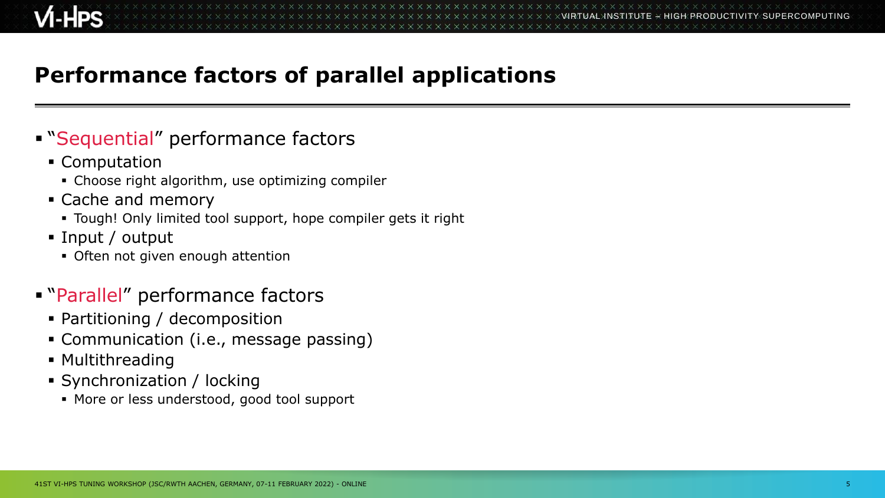# Performance factors of parallel applications

- "Sequential" performance factors
  - Computation
    - Choose right algorithm, use optimizing compiler
  - Cache and memory
    - Tough! Only limited tool support, hope compiler gets it right
  - Input / output
    - Often not given enough attention

- "Parallel" performance factors
  - Partitioning / decomposition
  - Communication (i.e., message passing)
  - Multithreading
  - Synchronization / locking
    - More or less understood, good tool support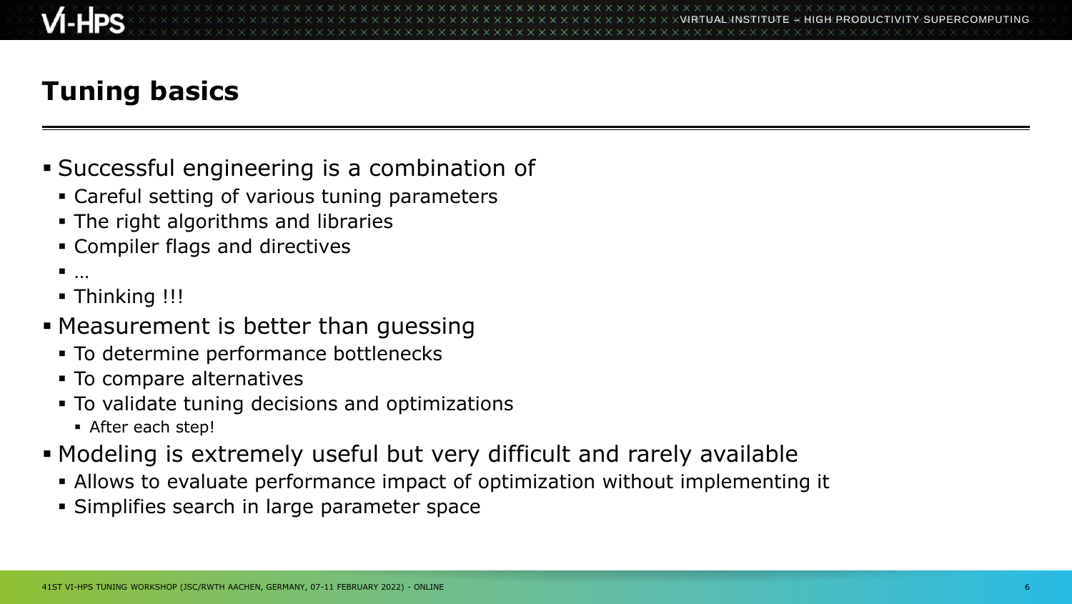# Tuning basics

- Successful engineering is a combination of
  - Careful setting of various tuning parameters
  - The right algorithms and libraries
  - Compiler flags and directives
  - …
  - Thinking !!!
- Measurement is better than guessing
  - To determine performance bottlenecks
  - To compare alternatives
  - To validate tuning decisions and optimizations
    - After each step!
- Modeling is extremely useful but very difficult and rarely available
  - Allows to evaluate performance impact of optimization without implementing it
  - Simplifies search in large parameter space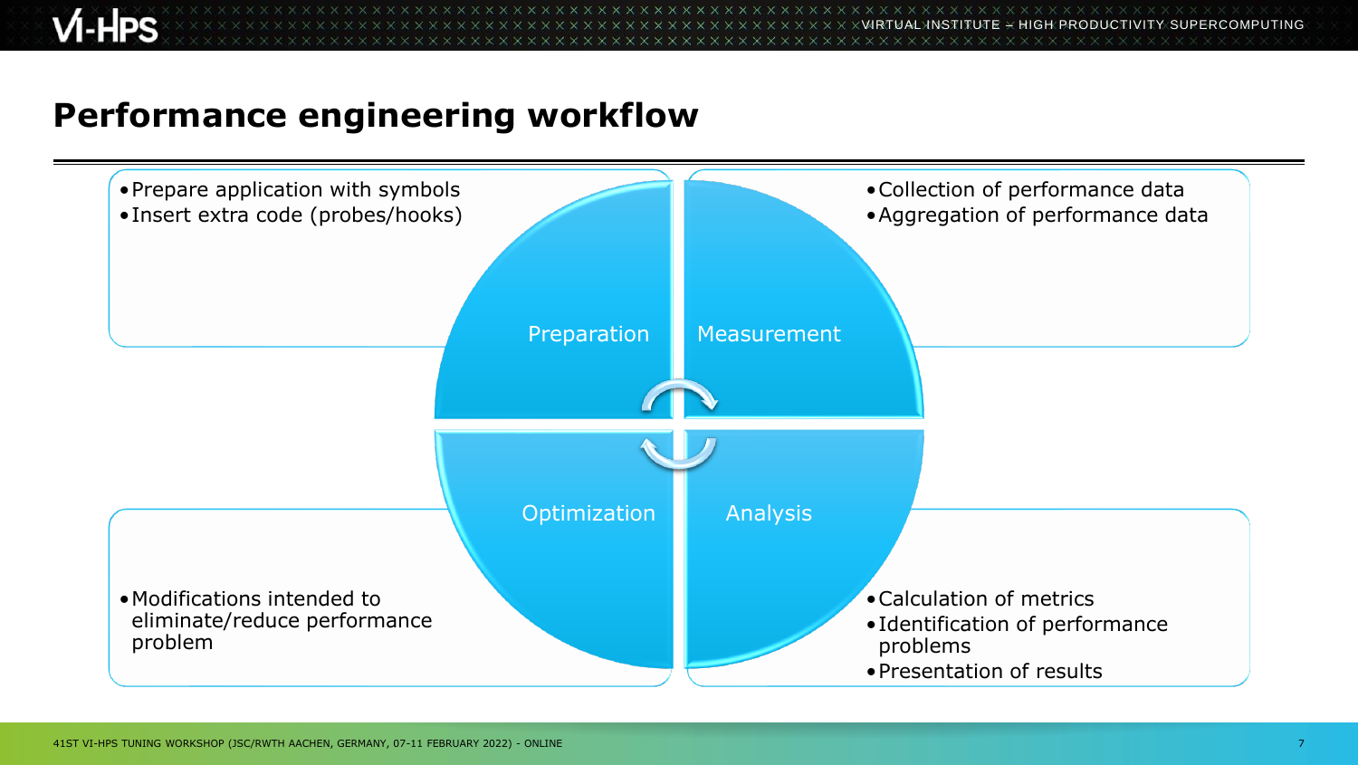# Performance engineering workflow

**Preparation**

- Prepare application with symbols
- Insert extra code (probes/hooks)

**Measurement**

- Collection of performance data
- Aggregation of performance data

**Analysis**

- Calculation of metrics
- Identification of performance problems
- Presentation of results

**Optimization**

- Modifications intended to eliminate/reduce performance problem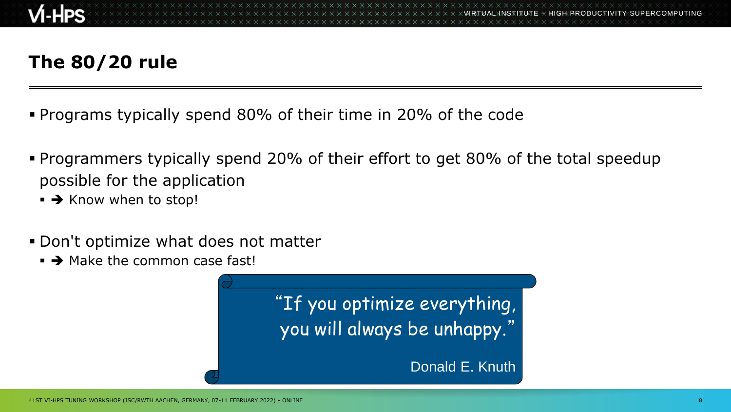# The 80/20 rule

- Programs typically spend 80% of their time in 20% of the code
- Programmers typically spend 20% of their effort to get 80% of the total speedup possible for the application
  - ➔ Know when to stop!
- Don't optimize what does not matter
  - ➔ Make the common case fast!

> “If you optimize everything, you will always be unhappy.”
>
> Donald E. Knuth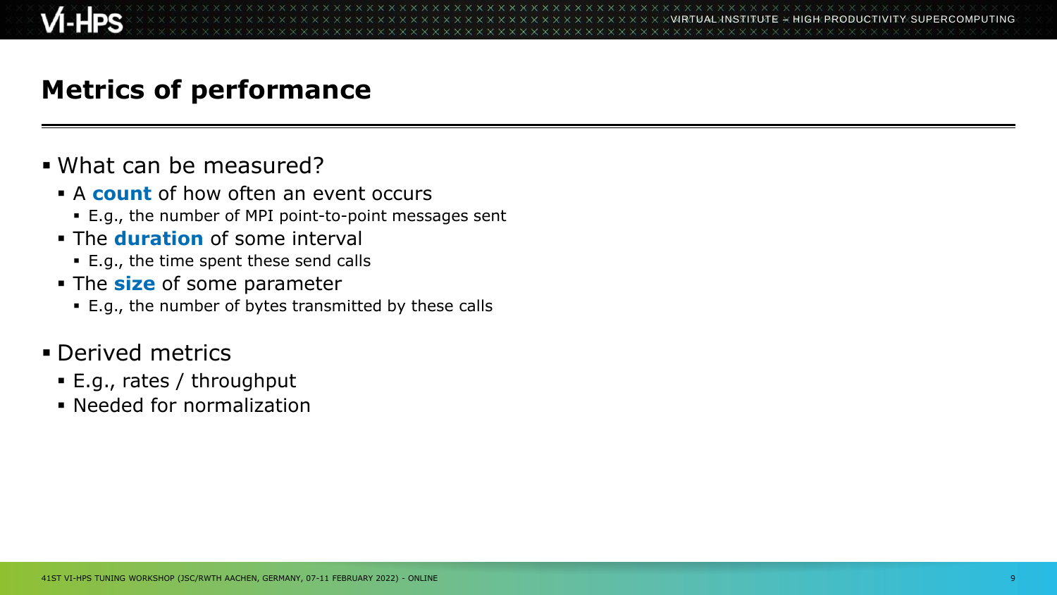# Metrics of performance

- What can be measured?
  - A **count** of how often an event occurs
    - E.g., the number of MPI point-to-point messages sent
  - The **duration** of some interval
    - E.g., the time spent these send calls
  - The **size** of some parameter
    - E.g., the number of bytes transmitted by these calls
- Derived metrics
  - E.g., rates / throughput
  - Needed for normalization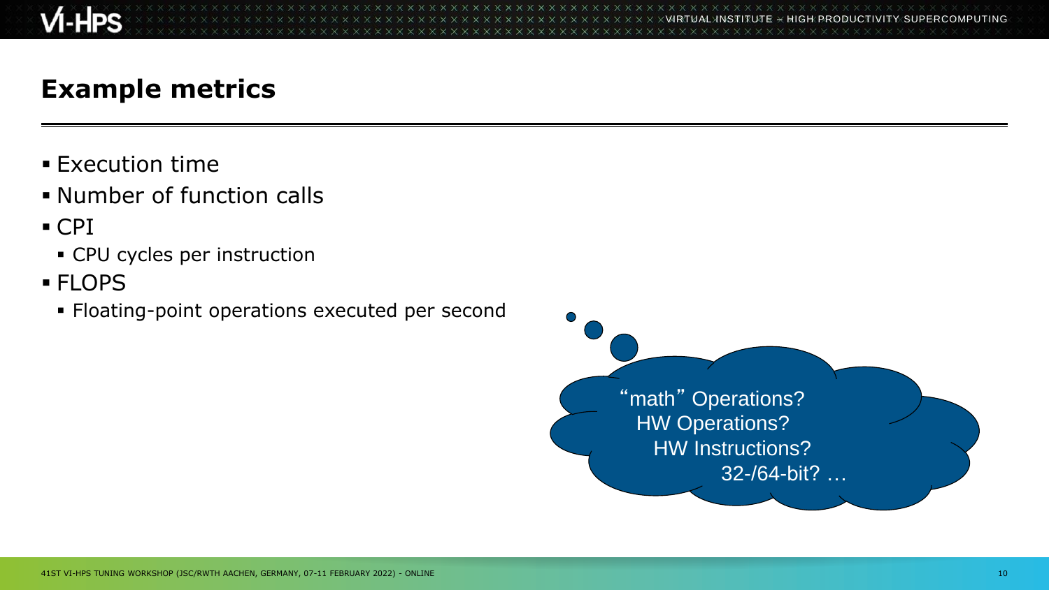# Example metrics

- Execution time
- Number of function calls
- CPI
  - CPU cycles per instruction
- FLOPS
  - Floating-point operations executed per second

"math" Operations?
HW Operations?
HW Instructions?
32-/64-bit? …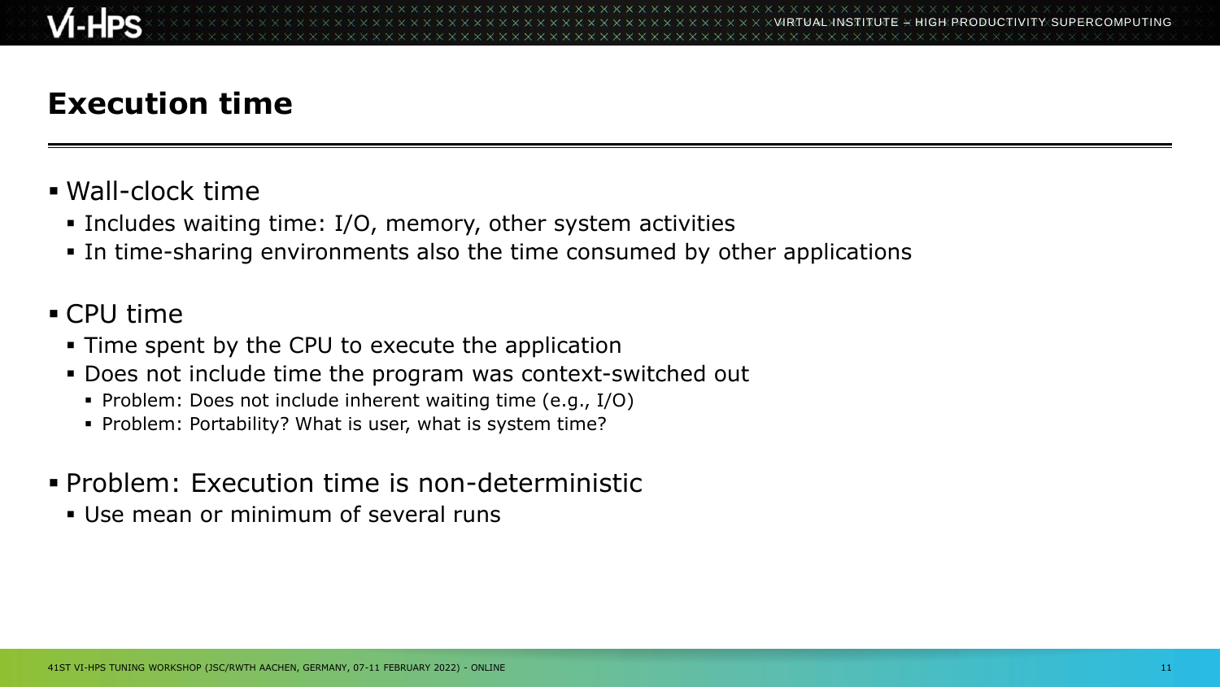# Execution time

- Wall-clock time
  - Includes waiting time: I/O, memory, other system activities
  - In time-sharing environments also the time consumed by other applications
- CPU time
  - Time spent by the CPU to execute the application
  - Does not include time the program was context-switched out
    - Problem: Does not include inherent waiting time (e.g., I/O)
    - Problem: Portability? What is user, what is system time?
- Problem: Execution time is non-deterministic
  - Use mean or minimum of several runs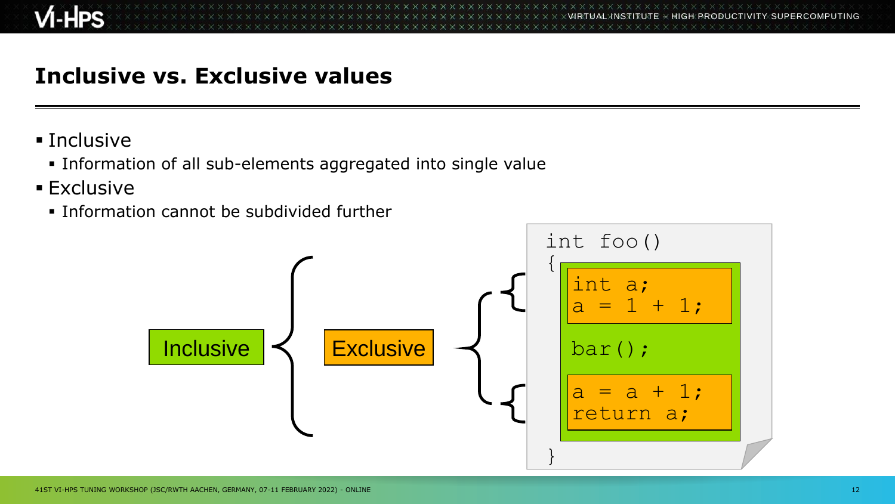# Inclusive vs. Exclusive values

- Inclusive
  - Information of all sub-elements aggregated into single value
- Exclusive
  - Information cannot be subdivided further

Inclusive

Exclusive

```
int foo()
{
  int a;
  a = 1 + 1;

  bar();

  a = a + 1;
  return a;
}
```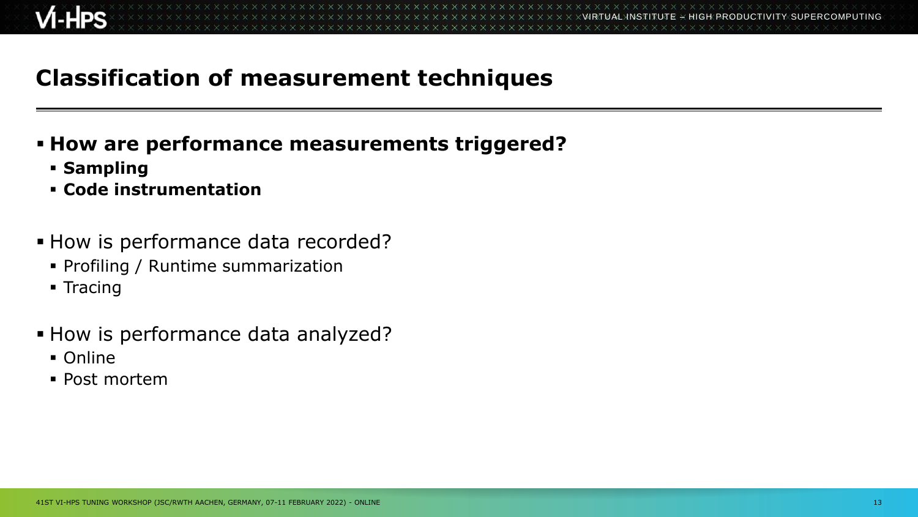# Classification of measurement techniques

- **How are performance measurements triggered?**
  - **Sampling**
  - **Code instrumentation**

- How is performance data recorded?
  - Profiling / Runtime summarization
  - Tracing

- How is performance data analyzed?
  - Online
  - Post mortem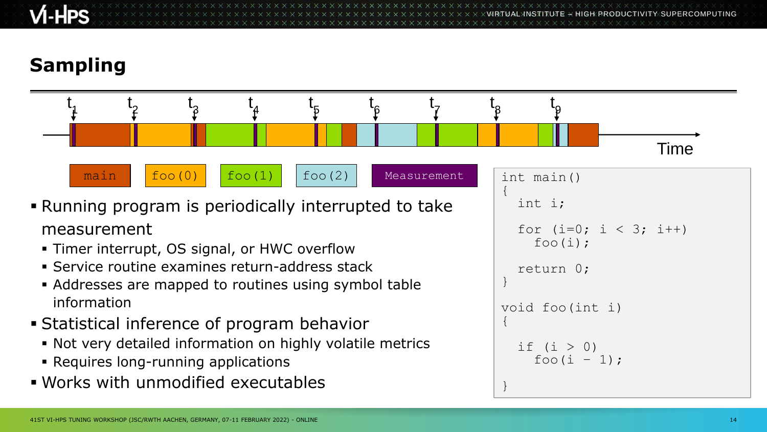# Sampling

t1 t2 t3 t4 t5 t6 t7 t8 t9

Time

main | foo(0) | foo(1) | foo(2) | Measurement

- Running program is periodically interrupted to take measurement
  - Timer interrupt, OS signal, or HWC overflow
  - Service routine examines return-address stack
  - Addresses are mapped to routines using symbol table information
- Statistical inference of program behavior
  - Not very detailed information on highly volatile metrics
  - Requires long-running applications
- Works with unmodified executables

```
int main()
{
  int i;

  for (i=0; i < 3; i++)
    foo(i);

  return 0;
}

void foo(int i)
{

  if (i > 0)
    foo(i - 1);

}
```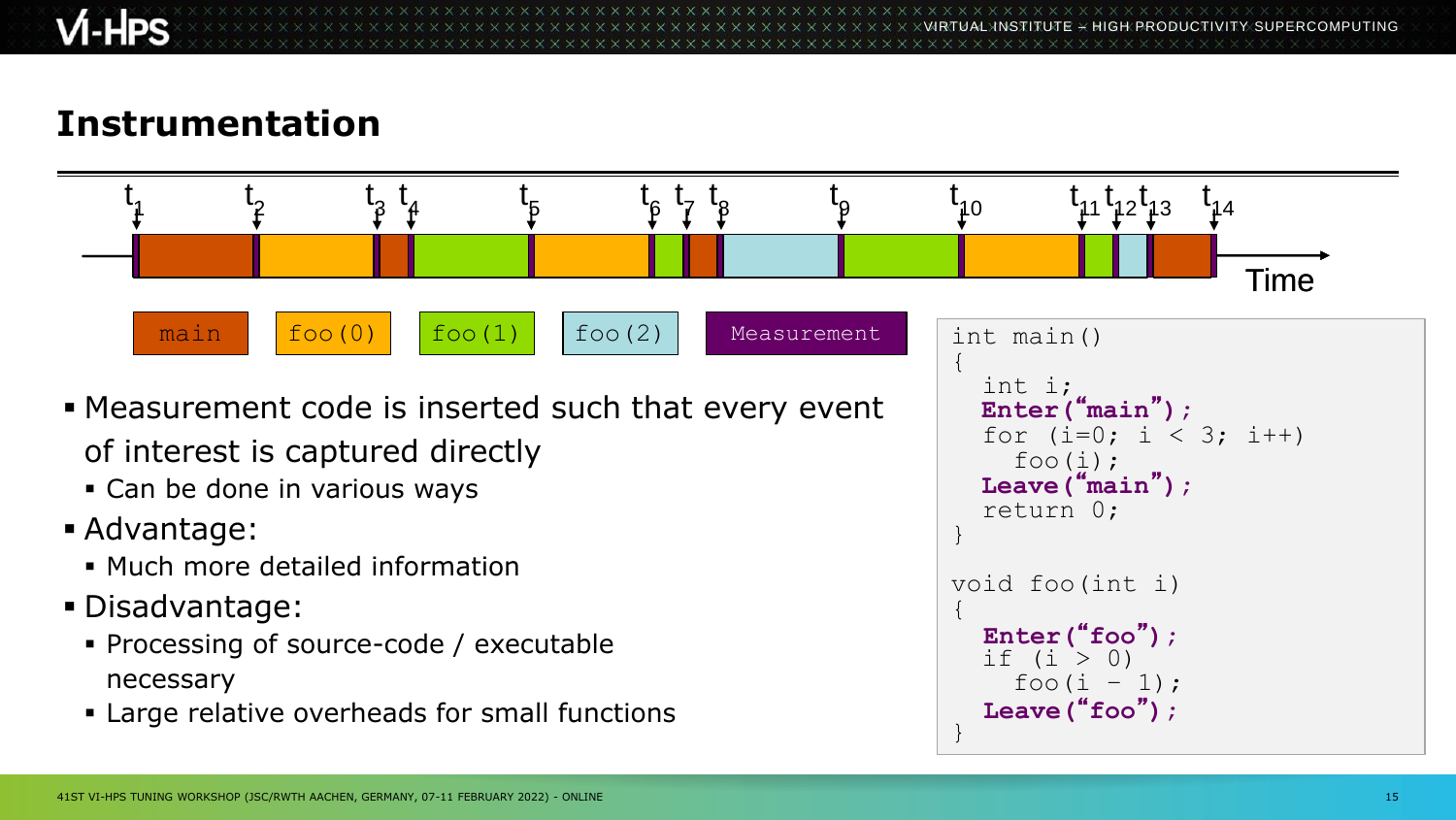# Instrumentation

$t_1$ $t_2$ $t_3$ $t_4$ $t_5$ $t_6$ $t_7$ $t_8$ $t_9$ $t_{10}$ $t_{11}$ $t_{12}$ $t_{13}$ $t_{14}$

Time

main | foo(0) | foo(1) | foo(2) | Measurement

- Measurement code is inserted such that every event of interest is captured directly
  - Can be done in various ways
- Advantage:
  - Much more detailed information
- Disadvantage:
  - Processing of source-code / executable necessary
  - Large relative overheads for small functions

```
int main()
{
  int i;
  Enter("main");
  for (i=0; i < 3; i++)
    foo(i);
  Leave("main");
  return 0;
}

void foo(int i)
{
  Enter("foo");
  if (i > 0)
    foo(i - 1);
  Leave("foo");
}
```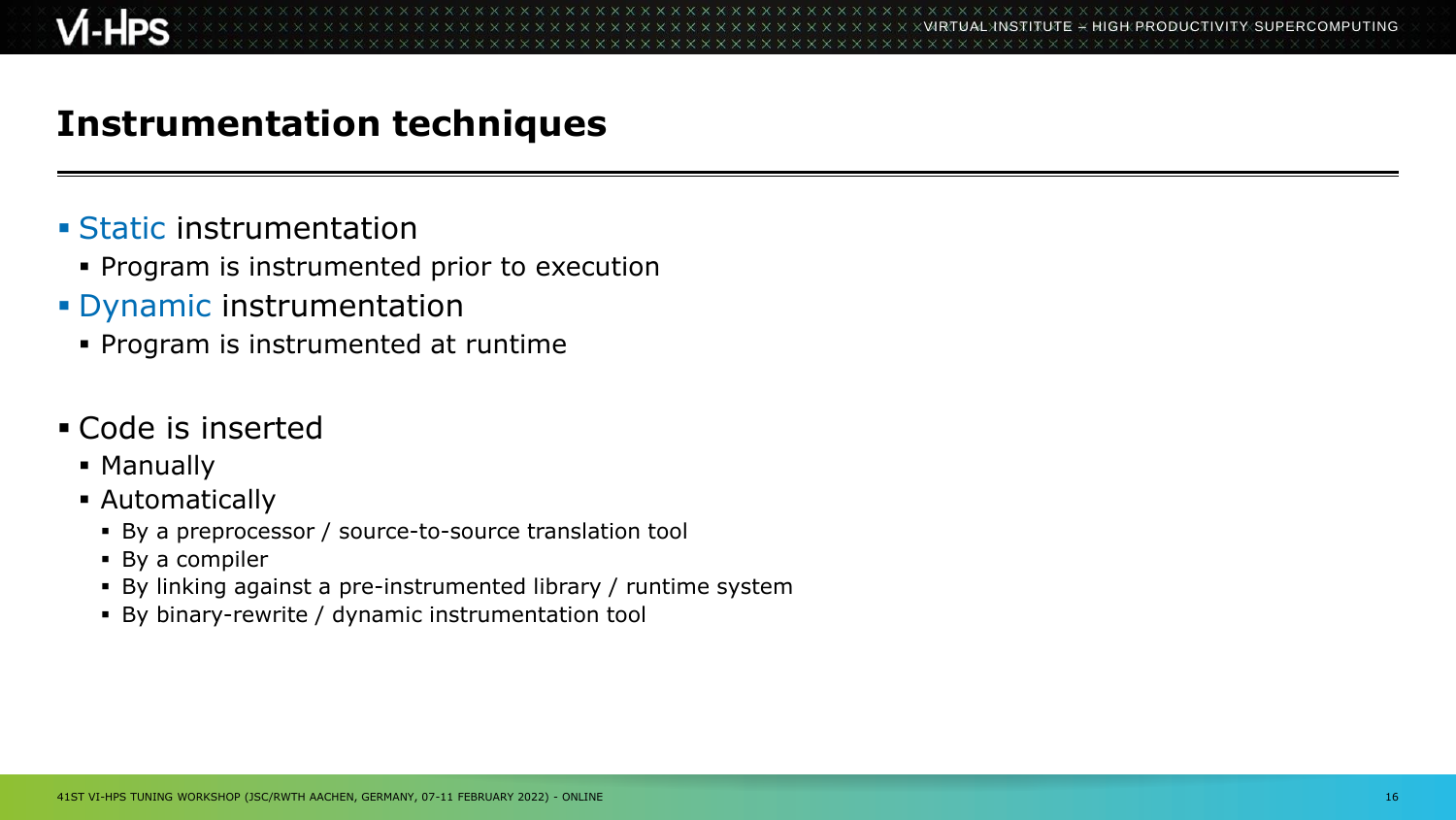# Instrumentation techniques

- Static instrumentation
  - Program is instrumented prior to execution
- Dynamic instrumentation
  - Program is instrumented at runtime

- Code is inserted
  - Manually
  - Automatically
    - By a preprocessor / source-to-source translation tool
    - By a compiler
    - By linking against a pre-instrumented library / runtime system
    - By binary-rewrite / dynamic instrumentation tool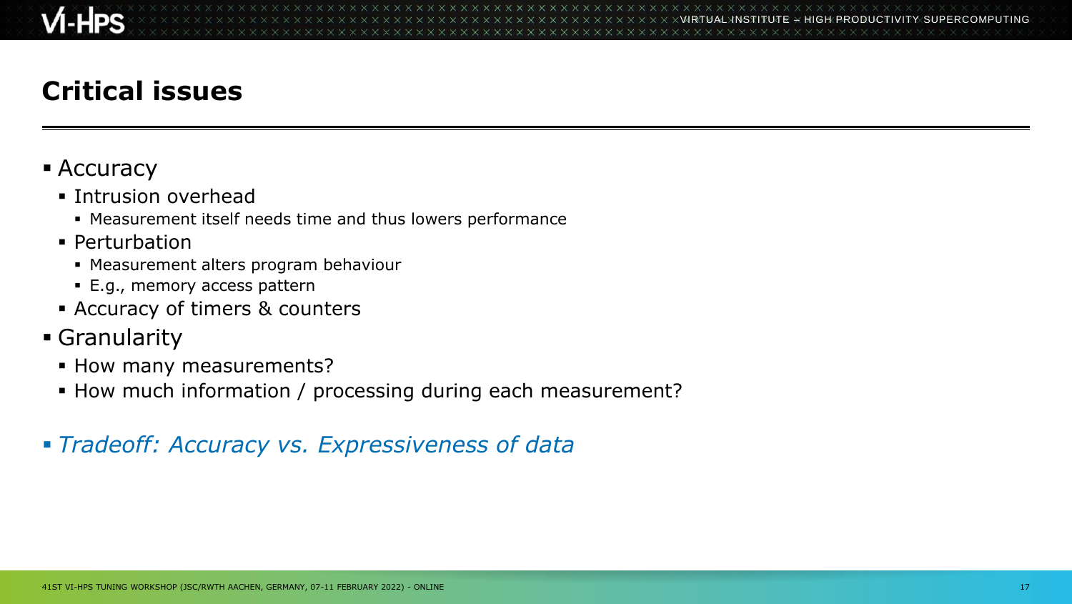# Critical issues

- Accuracy
  - Intrusion overhead
    - Measurement itself needs time and thus lowers performance
  - Perturbation
    - Measurement alters program behaviour
    - E.g., memory access pattern
  - Accuracy of timers & counters
- Granularity
  - How many measurements?
  - How much information / processing during each measurement?

- *Tradeoff: Accuracy vs. Expressiveness of data*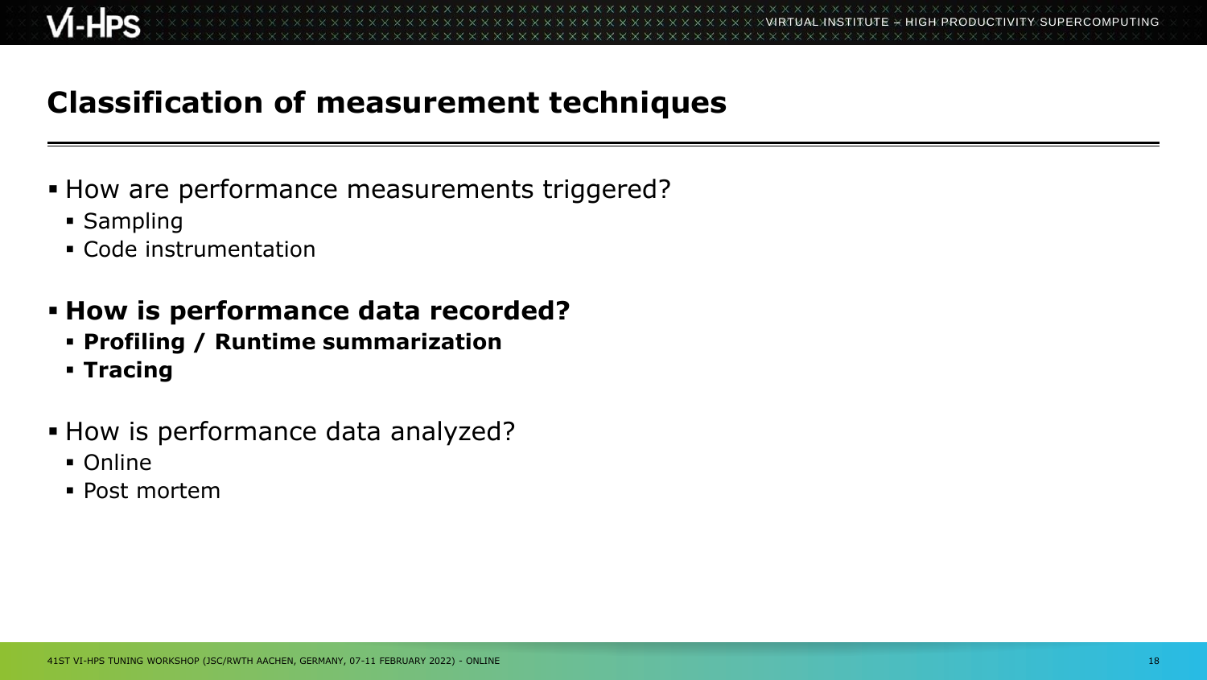# Classification of measurement techniques

- How are performance measurements triggered?
  - Sampling
  - Code instrumentation
- **How is performance data recorded?**
  - **Profiling / Runtime summarization**
  - **Tracing**
- How is performance data analyzed?
  - Online
  - Post mortem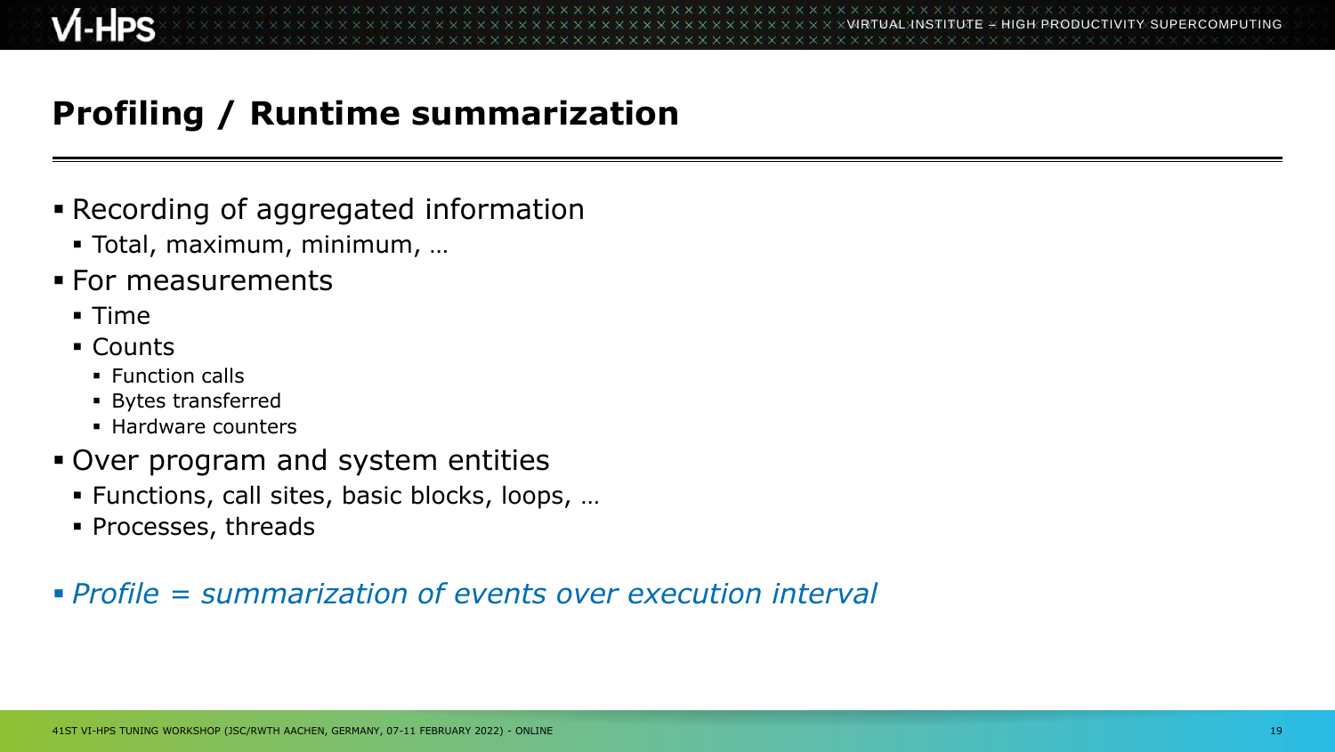# Profiling / Runtime summarization

- Recording of aggregated information
  - Total, maximum, minimum, …
- For measurements
  - Time
  - Counts
    - Function calls
    - Bytes transferred
    - Hardware counters
- Over program and system entities
  - Functions, call sites, basic blocks, loops, …
  - Processes, threads

- *Profile = summarization of events over execution interval*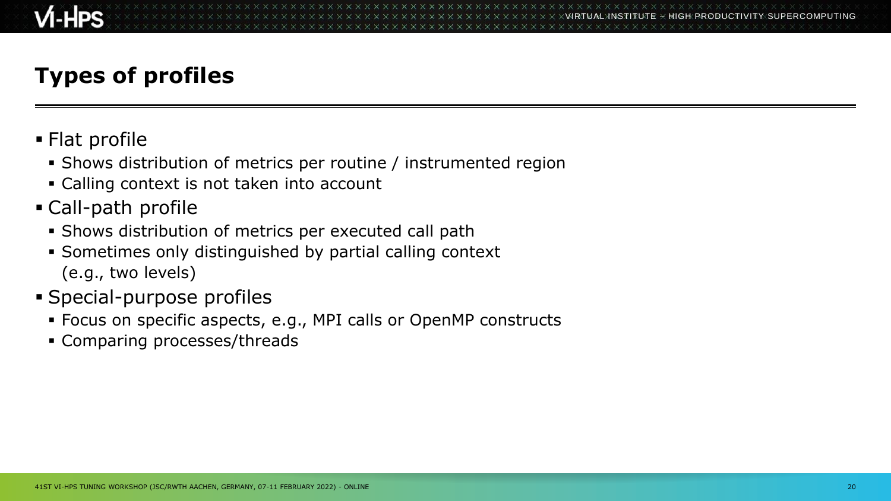# Types of profiles

- Flat profile
  - Shows distribution of metrics per routine / instrumented region
  - Calling context is not taken into account
- Call-path profile
  - Shows distribution of metrics per executed call path
  - Sometimes only distinguished by partial calling context (e.g., two levels)
- Special-purpose profiles
  - Focus on specific aspects, e.g., MPI calls or OpenMP constructs
  - Comparing processes/threads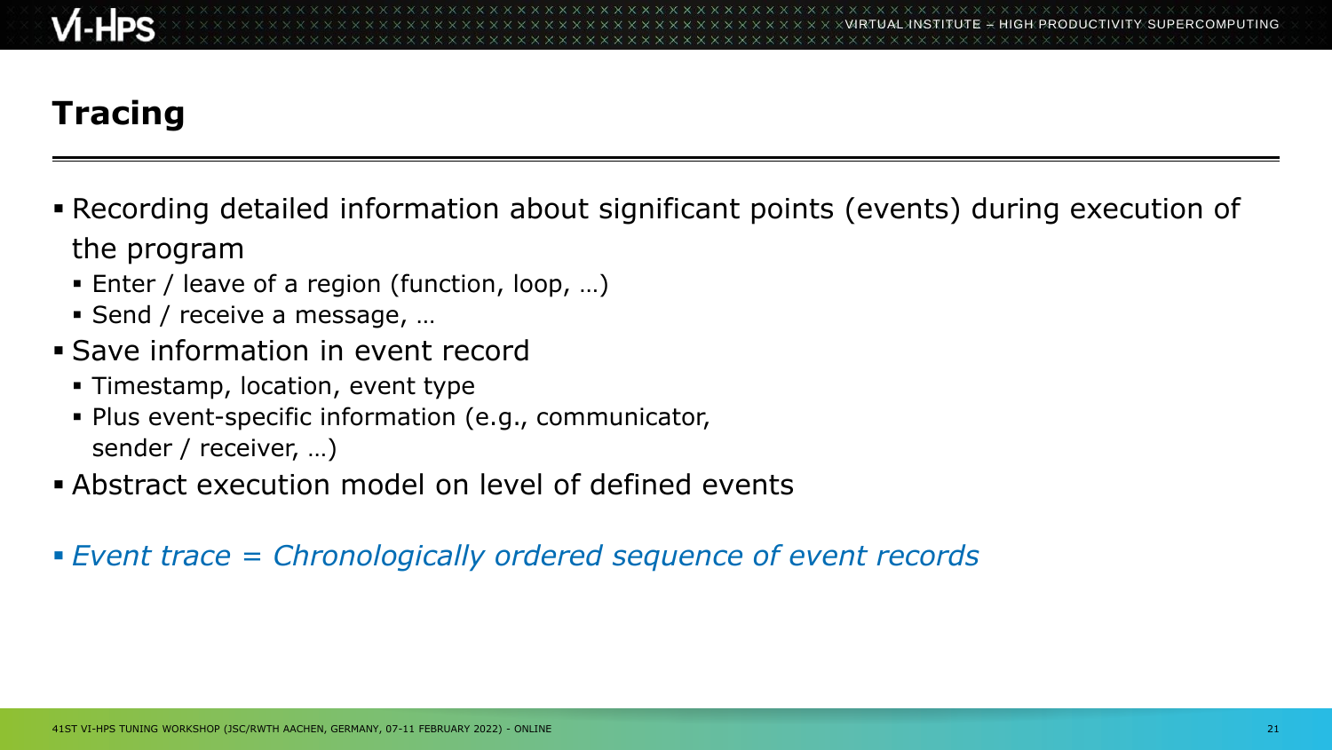# Tracing

- Recording detailed information about significant points (events) during execution of the program
  - Enter / leave of a region (function, loop, …)
  - Send / receive a message, …
- Save information in event record
  - Timestamp, location, event type
  - Plus event-specific information (e.g., communicator, sender / receiver, …)
- Abstract execution model on level of defined events

- *Event trace = Chronologically ordered sequence of event records*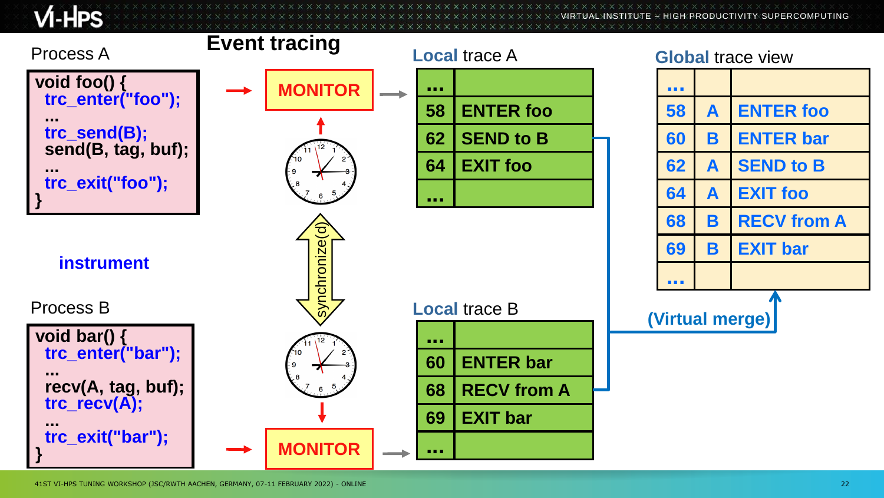# Event tracing

Process A

```
void foo() {
  trc_enter("foo");
  ...
  trc_send(B);
  send(B, tag, buf);
  ...
  trc_exit("foo");
}
```

instrument

Process B

```
void bar() {
  trc_enter("bar");
  ...
  recv(A, tag, buf);
  trc_recv(A);
  ...
  trc_exit("bar");
}
```

MONITOR

synchronize(d)

MONITOR

**Local** trace A

| ... | |
|---|---|
| 58 | ENTER foo |
| 62 | SEND to B |
| 64 | EXIT foo |
| ... | |

**Local** trace B

| ... | |
|---|---|
| 60 | ENTER bar |
| 68 | RECV from A |
| 69 | EXIT bar |
| ... | |

**Global** trace view

| ... | | |
|---|---|---|
| 58 | A | ENTER foo |
| 60 | B | ENTER bar |
| 62 | A | SEND to B |
| 64 | A | EXIT foo |
| 68 | B | RECV from A |
| 69 | B | EXIT bar |
| ... | | |

(Virtual merge)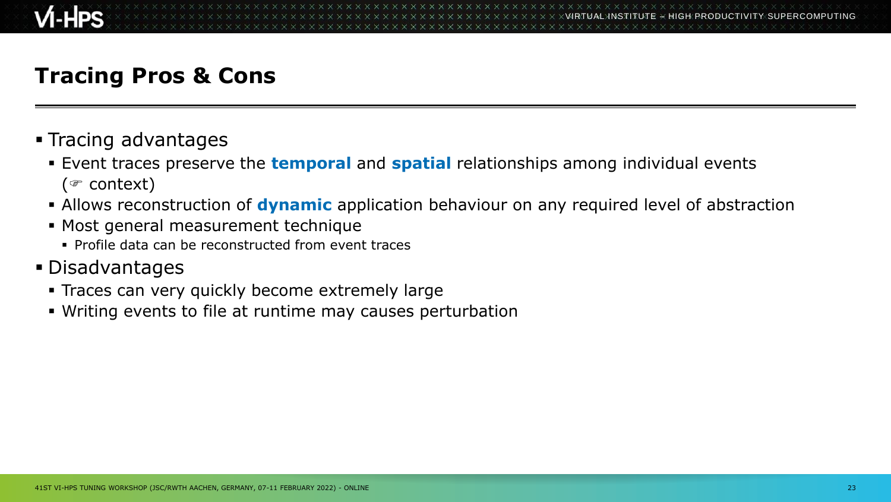# Tracing Pros & Cons

- Tracing advantages
  - Event traces preserve the **temporal** and **spatial** relationships among individual events (☞ context)
  - Allows reconstruction of **dynamic** application behaviour on any required level of abstraction
  - Most general measurement technique
    - Profile data can be reconstructed from event traces
- Disadvantages
  - Traces can very quickly become extremely large
  - Writing events to file at runtime may causes perturbation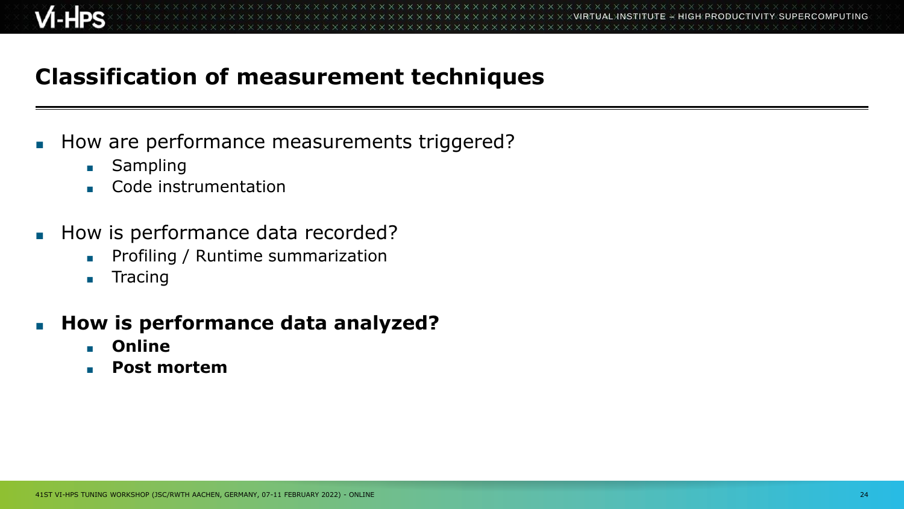## Classification of measurement techniques

- How are performance measurements triggered?
  - Sampling
  - Code instrumentation
- How is performance data recorded?
  - Profiling / Runtime summarization
  - Tracing
- **How is performance data analyzed?**
  - **Online**
  - **Post mortem**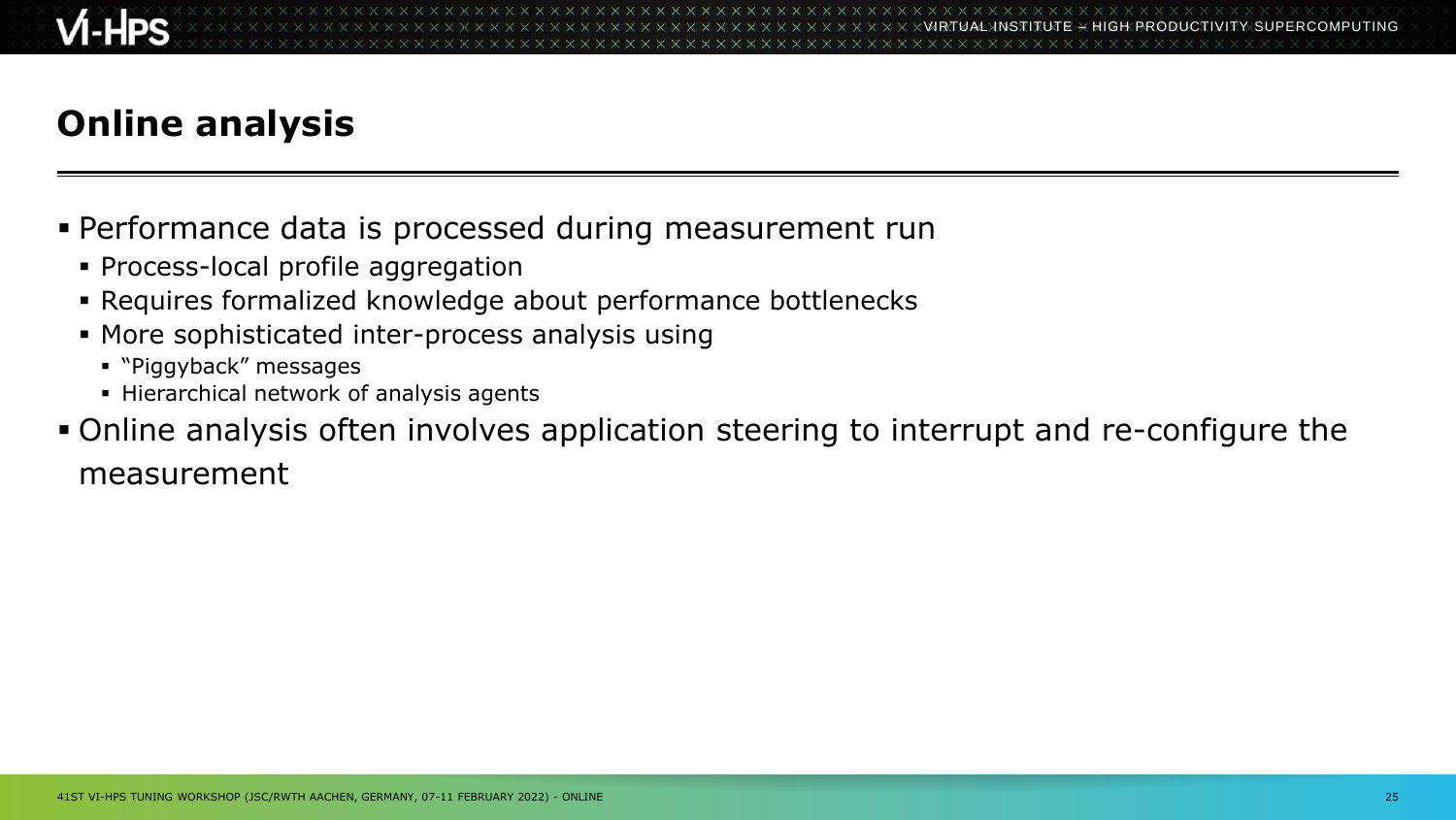# Online analysis

- Performance data is processed during measurement run
  - Process-local profile aggregation
  - Requires formalized knowledge about performance bottlenecks
  - More sophisticated inter-process analysis using
    - "Piggyback" messages
    - Hierarchical network of analysis agents
- Online analysis often involves application steering to interrupt and re-configure the measurement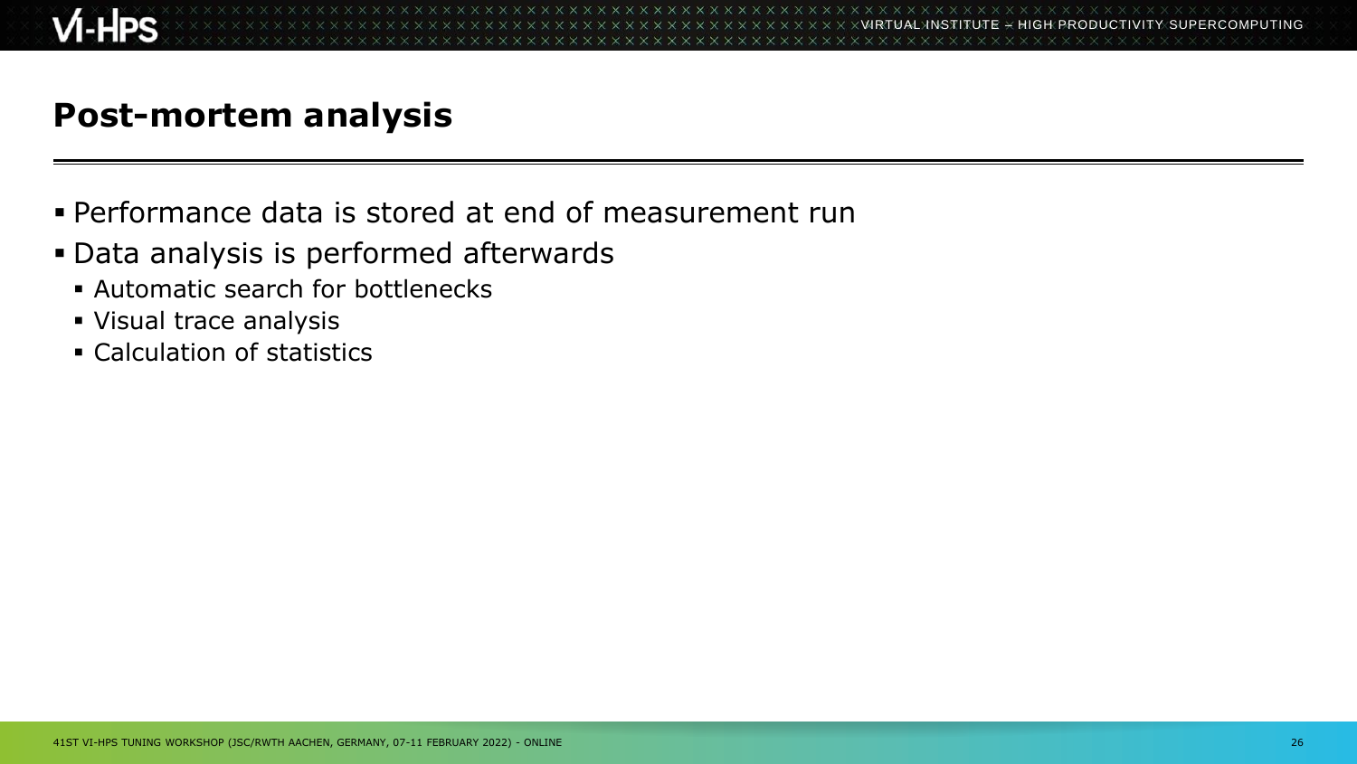# Post-mortem analysis

- Performance data is stored at end of measurement run
- Data analysis is performed afterwards
  - Automatic search for bottlenecks
  - Visual trace analysis
  - Calculation of statistics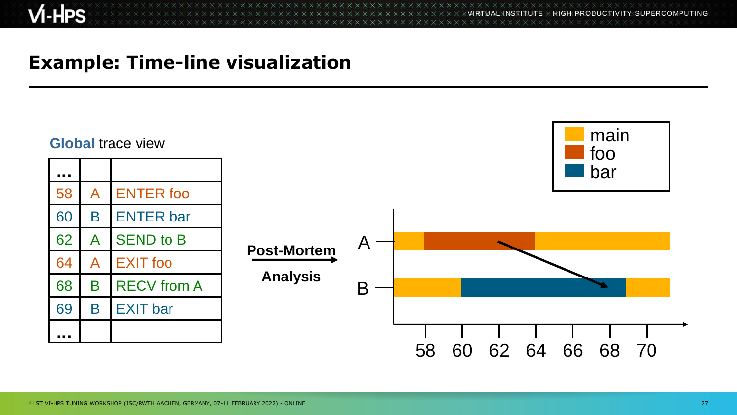# Example: Time-line visualization

**Global** trace view

| ... | | |
|---|---|---|
| 58 | A | ENTER foo |
| 60 | B | ENTER bar |
| 62 | A | SEND to B |
| 64 | A | EXIT foo |
| 68 | B | RECV from A |
| 69 | B | EXIT bar |
| ... | | |

**Post-Mortem Analysis**

Legend: main, foo, bar

A

B

58 60 62 64 66 68 70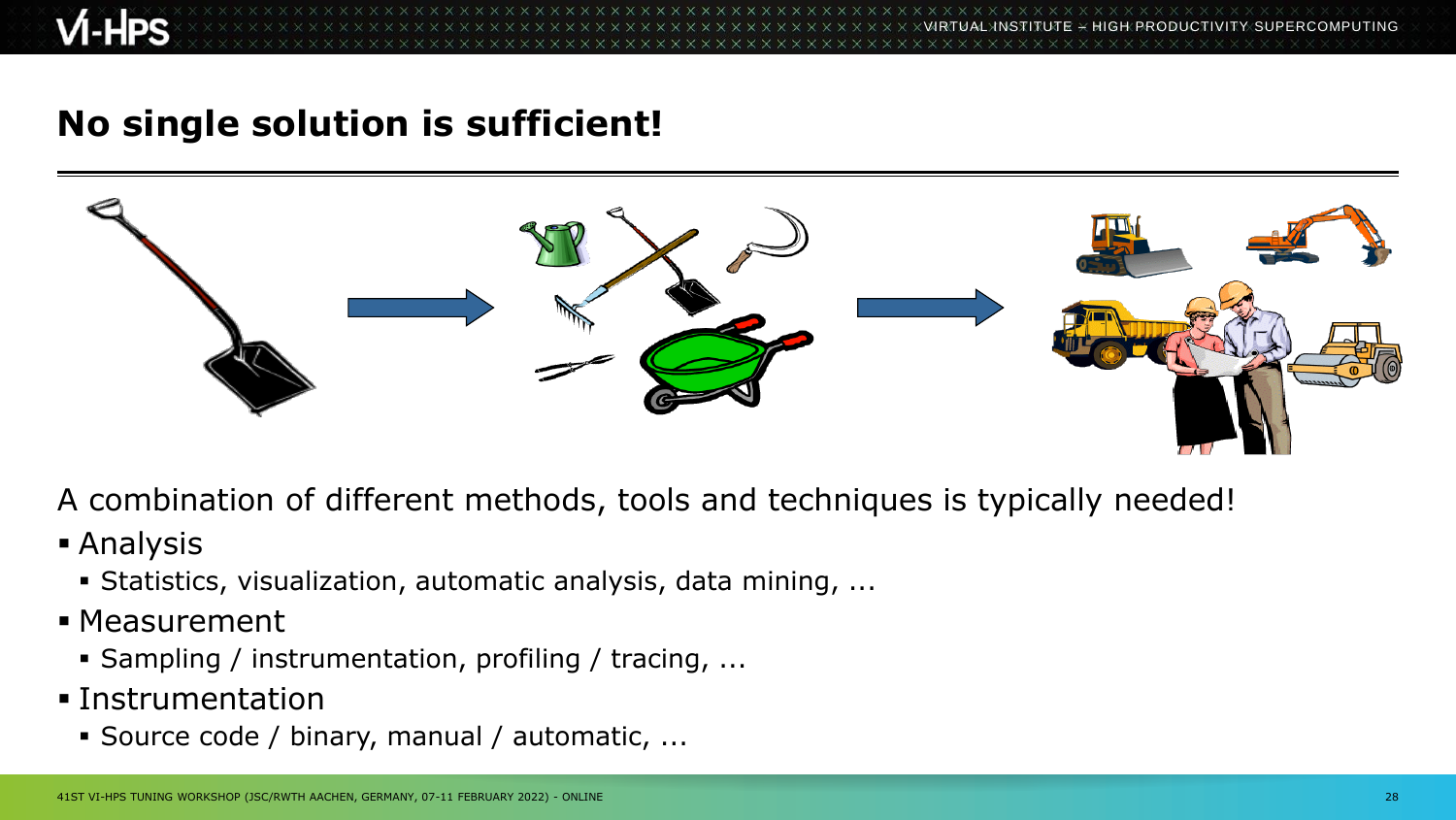# No single solution is sufficient!

A combination of different methods, tools and techniques is typically needed!

- Analysis
  - Statistics, visualization, automatic analysis, data mining, ...
- Measurement
  - Sampling / instrumentation, profiling / tracing, ...
- Instrumentation
  - Source code / binary, manual / automatic, ...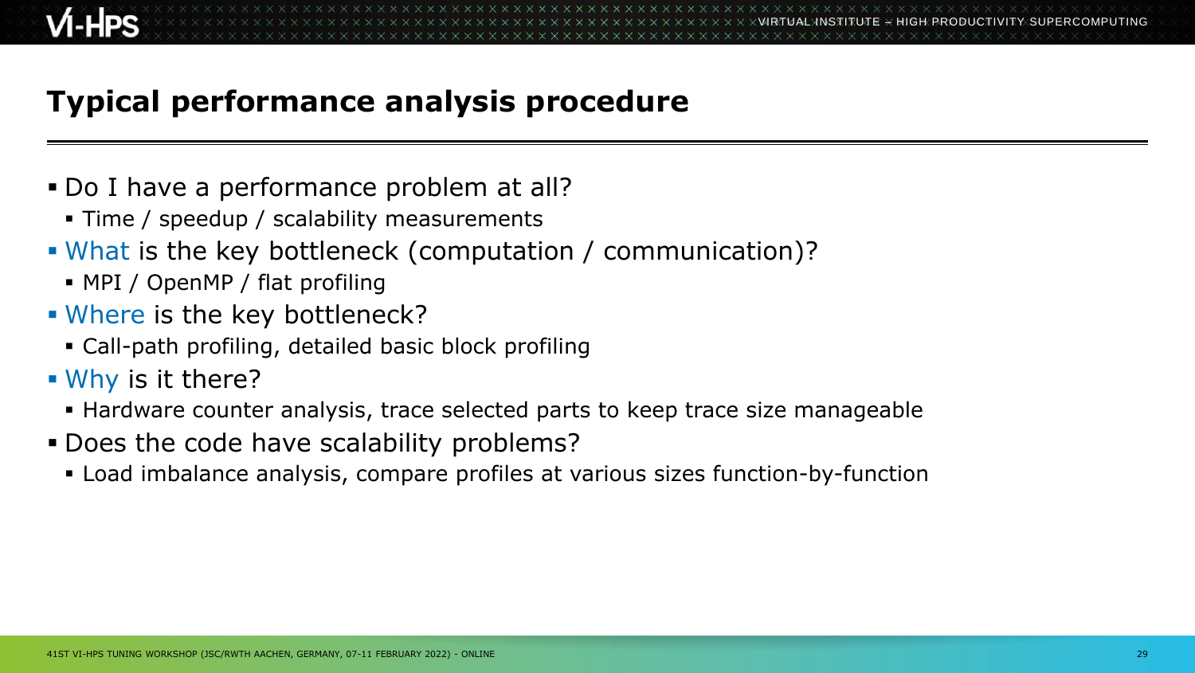# Typical performance analysis procedure

- Do I have a performance problem at all?
  - Time / speedup / scalability measurements
- What is the key bottleneck (computation / communication)?
  - MPI / OpenMP / flat profiling
- Where is the key bottleneck?
  - Call-path profiling, detailed basic block profiling
- Why is it there?
  - Hardware counter analysis, trace selected parts to keep trace size manageable
- Does the code have scalability problems?
  - Load imbalance analysis, compare profiles at various sizes function-by-function